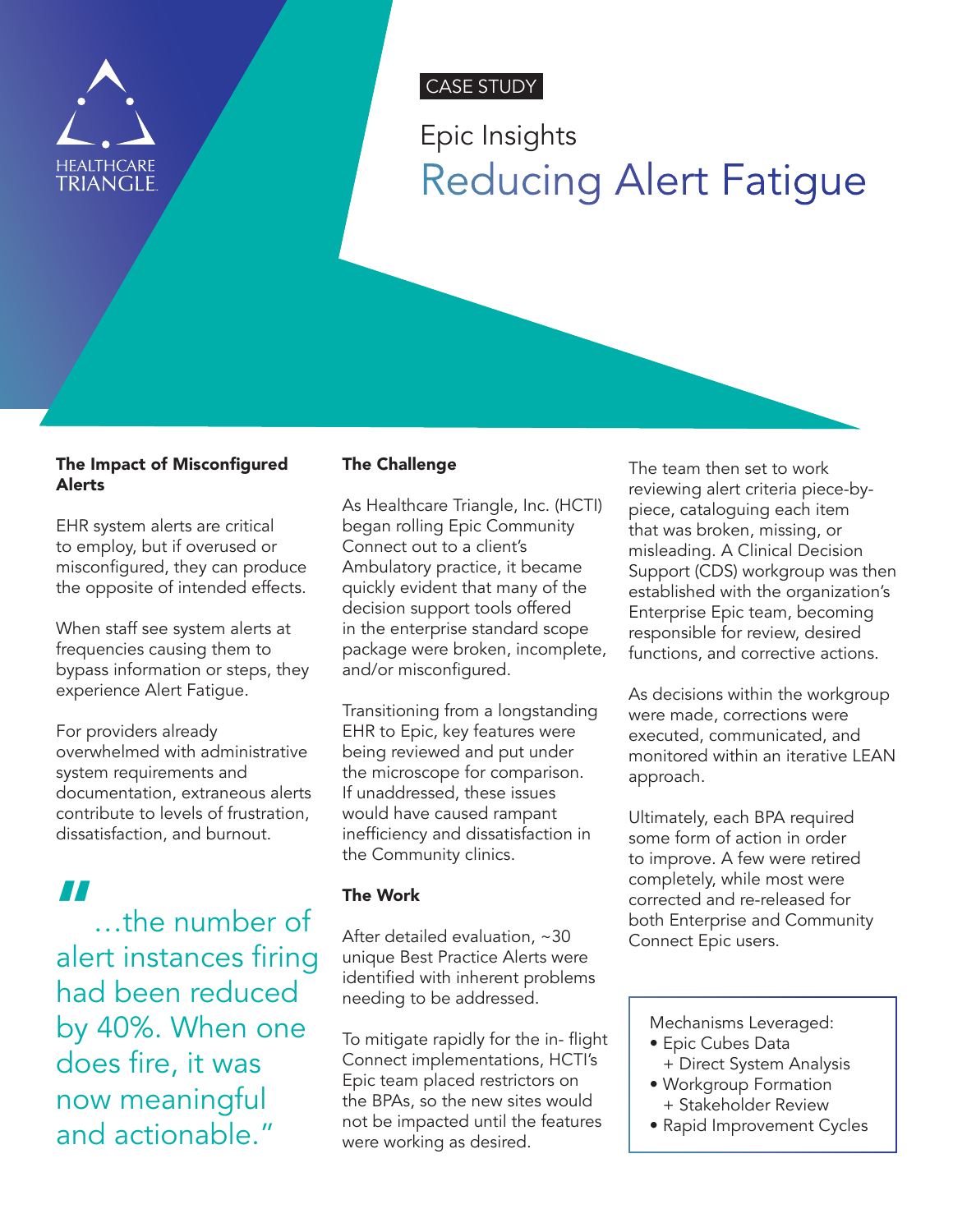HEALTHCARE TRIANGLE

CASE STUDY

# Epic Insights

# Reducing Alert Fatigue

### The Impact of Misconfigured Alerts

EHR system alerts are critical to employ, but if overused or misconfigured, they can produce the opposite of intended effects.

When staff see system alerts at frequencies causing them to bypass information or steps, they experience Alert Fatigue.

For providers already overwhelmed with administrative system requirements and documentation, extraneous alerts contribute to levels of frustration, dissatisfaction, and burnout.

> "...the number of alert instances firing had been reduced by 40%. When one does fire, it was now meaningful and actionable."

### The Challenge

As Healthcare Triangle, Inc. (HCTI) began rolling Epic Community Connect out to a client's Ambulatory practice, it became quickly evident that many of the decision support tools offered in the enterprise standard scope package were broken, incomplete, and/or misconfigured.

Transitioning from a longstanding EHR to Epic, key features were being reviewed and put under the microscope for comparison. If unaddressed, these issues would have caused rampant inefficiency and dissatisfaction in the Community clinics.

### The Work

After detailed evaluation, ~30 unique Best Practice Alerts were identified with inherent problems needing to be addressed.

To mitigate rapidly for the in- flight Connect implementations, HCTI's Epic team placed restrictors on the BPAs, so the new sites would not be impacted until the features were working as desired.

The team then set to work reviewing alert criteria piece-by-piece, cataloguing each item that was broken, missing, or misleading. A Clinical Decision Support (CDS) workgroup was then established with the organization's Enterprise Epic team, becoming responsible for review, desired functions, and corrective actions.

As decisions within the workgroup were made, corrections were executed, communicated, and monitored within an iterative LEAN approach.

Ultimately, each BPA required some form of action in order to improve. A few were retired completely, while most were corrected and re-released for both Enterprise and Community Connect Epic users.

Mechanisms Leveraged:

- Epic Cubes Data
  + Direct System Analysis
- Workgroup Formation
  + Stakeholder Review
- Rapid Improvement Cycles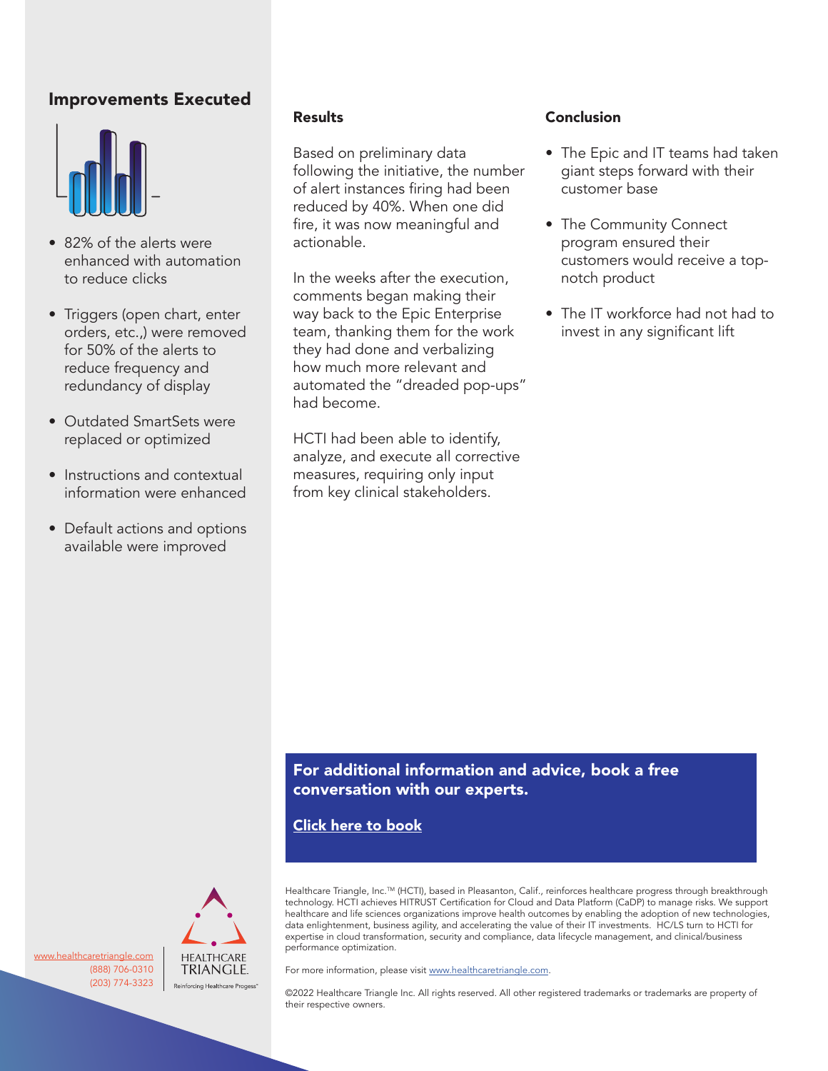## Improvements Executed

- 82% of the alerts were enhanced with automation to reduce clicks
- Triggers (open chart, enter orders, etc.,) were removed for 50% of the alerts to reduce frequency and redundancy of display
- Outdated SmartSets were replaced or optimized
- Instructions and contextual information were enhanced
- Default actions and options available were improved

### Results

Based on preliminary data following the initiative, the number of alert instances firing had been reduced by 40%. When one did fire, it was now meaningful and actionable.

In the weeks after the execution, comments began making their way back to the Epic Enterprise team, thanking them for the work they had done and verbalizing how much more relevant and automated the "dreaded pop-ups" had become.

HCTI had been able to identify, analyze, and execute all corrective measures, requiring only input from key clinical stakeholders.

### Conclusion

- The Epic and IT teams had taken giant steps forward with their customer base
- The Community Connect program ensured their customers would receive a top-notch product
- The IT workforce had not had to invest in any significant lift

**For additional information and advice, book a free conversation with our experts.**

**Click here to book**

Healthcare Triangle, Inc.™ (HCTI), based in Pleasanton, Calif., reinforces healthcare progress through breakthrough technology. HCTI achieves HITRUST Certification for Cloud and Data Platform (CaDP) to manage risks. We support healthcare and life sciences organizations improve health outcomes by enabling the adoption of new technologies, data enlightenment, business agility, and accelerating the value of their IT investments. HC/LS turn to HCTI for expertise in cloud transformation, security and compliance, data lifecycle management, and clinical/business performance optimization.

For more information, please visit www.healthcaretriangle.com.

©2022 Healthcare Triangle Inc. All rights reserved. All other registered trademarks or trademarks are property of their respective owners.

www.healthcaretriangle.com
(888) 706-0310
(203) 774-3323

HEALTHCARE TRIANGLE.
Reinforcing Healthcare Progess®